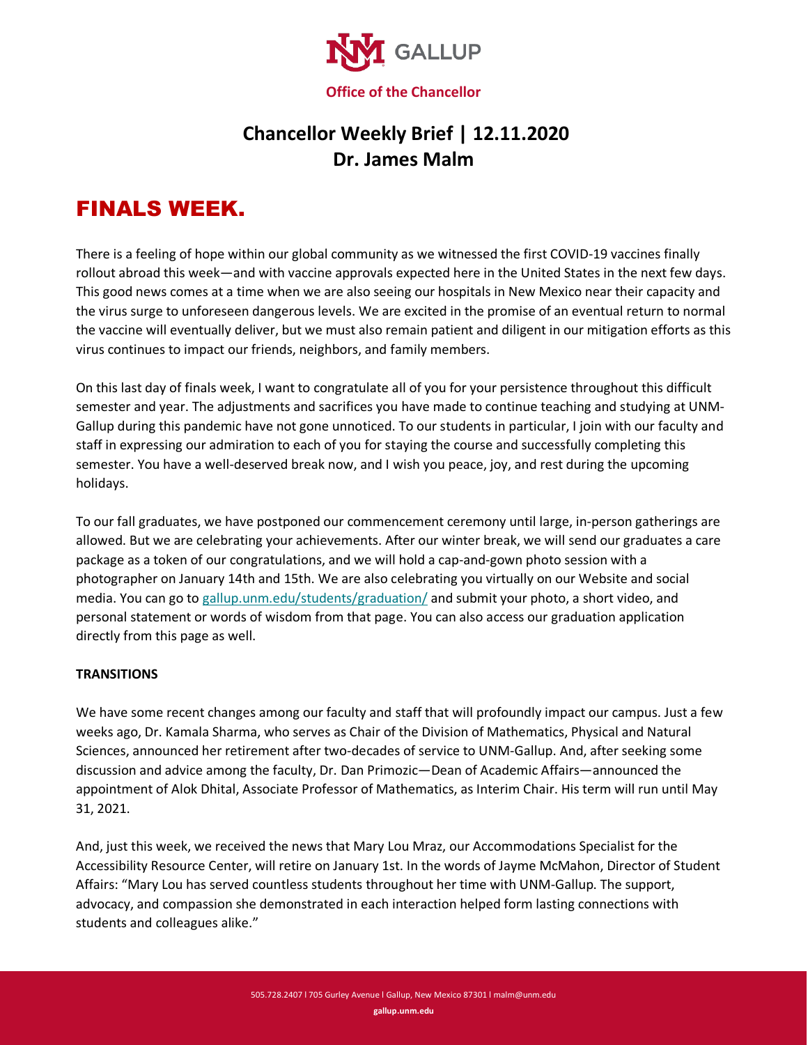Office of the Chancellor

# Chancellor Weekly Brief | 12.11.2020
# Dr. James Malm

## FINALS WEEK.

There is a feeling of hope within our global community as we witnessed the first COVID-19 vaccines finally rollout abroad this week—and with vaccine approvals expected here in the United States in the next few days. This good news comes at a time when we are also seeing our hospitals in New Mexico near their capacity and the virus surge to unforeseen dangerous levels. We are excited in the promise of an eventual return to normal the vaccine will eventually deliver, but we must also remain patient and diligent in our mitigation efforts as this virus continues to impact our friends, neighbors, and family members.

On this last day of finals week, I want to congratulate all of you for your persistence throughout this difficult semester and year. The adjustments and sacrifices you have made to continue teaching and studying at UNM-Gallup during this pandemic have not gone unnoticed. To our students in particular, I join with our faculty and staff in expressing our admiration to each of you for staying the course and successfully completing this semester. You have a well-deserved break now, and I wish you peace, joy, and rest during the upcoming holidays.

To our fall graduates, we have postponed our commencement ceremony until large, in-person gatherings are allowed. But we are celebrating your achievements. After our winter break, we will send our graduates a care package as a token of our congratulations, and we will hold a cap-and-gown photo session with a photographer on January 14th and 15th. We are also celebrating you virtually on our Website and social media. You can go to [gallup.unm.edu/students/graduation/](gallup.unm.edu/students/graduation/) and submit your photo, a short video, and personal statement or words of wisdom from that page. You can also access our graduation application directly from this page as well.

**TRANSITIONS**

We have some recent changes among our faculty and staff that will profoundly impact our campus. Just a few weeks ago, Dr. Kamala Sharma, who serves as Chair of the Division of Mathematics, Physical and Natural Sciences, announced her retirement after two-decades of service to UNM-Gallup. And, after seeking some discussion and advice among the faculty, Dr. Dan Primozic—Dean of Academic Affairs—announced the appointment of Alok Dhital, Associate Professor of Mathematics, as Interim Chair. His term will run until May 31, 2021.

And, just this week, we received the news that Mary Lou Mraz, our Accommodations Specialist for the Accessibility Resource Center, will retire on January 1st. In the words of Jayme McMahon, Director of Student Affairs: "Mary Lou has served countless students throughout her time with UNM-Gallup. The support, advocacy, and compassion she demonstrated in each interaction helped form lasting connections with students and colleagues alike."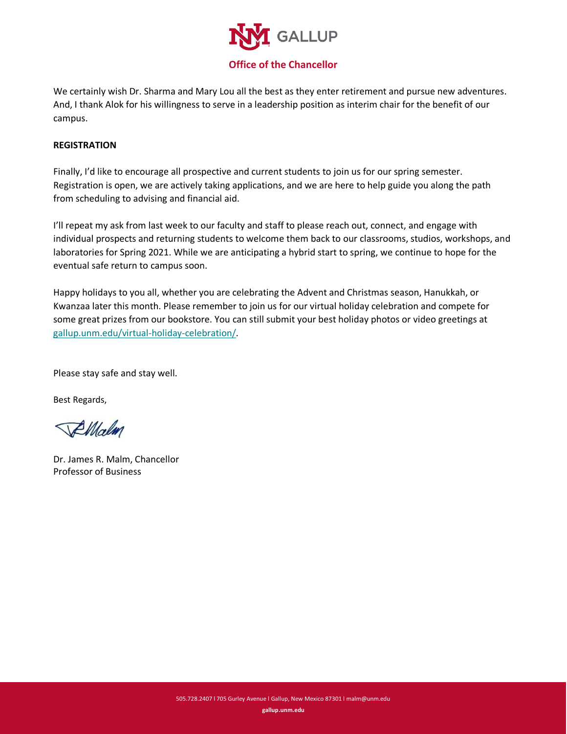We certainly wish Dr. Sharma and Mary Lou all the best as they enter retirement and pursue new adventures. And, I thank Alok for his willingness to serve in a leadership position as interim chair for the benefit of our campus.

**REGISTRATION**

Finally, I'd like to encourage all prospective and current students to join us for our spring semester. Registration is open, we are actively taking applications, and we are here to help guide you along the path from scheduling to advising and financial aid.

I'll repeat my ask from last week to our faculty and staff to please reach out, connect, and engage with individual prospects and returning students to welcome them back to our classrooms, studios, workshops, and laboratories for Spring 2021. While we are anticipating a hybrid start to spring, we continue to hope for the eventual safe return to campus soon.

Happy holidays to you all, whether you are celebrating the Advent and Christmas season, Hanukkah, or Kwanzaa later this month. Please remember to join us for our virtual holiday celebration and compete for some great prizes from our bookstore. You can still submit your best holiday photos or video greetings at gallup.unm.edu/virtual-holiday-celebration/.

Please stay safe and stay well.

Best Regards,

Dr. James R. Malm, Chancellor
Professor of Business